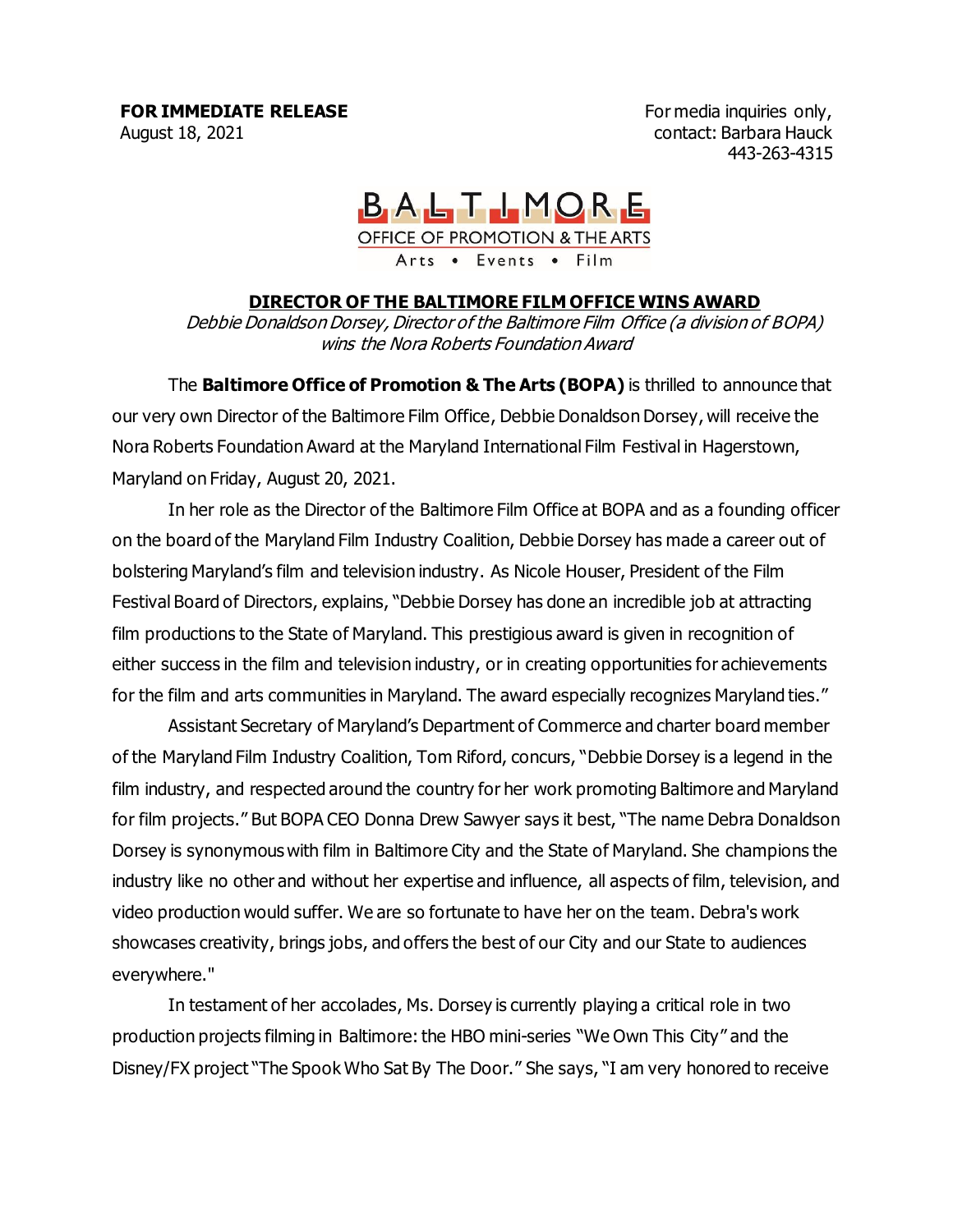**FOR IMMEDIATE RELEASE**
August 18, 2021

For media inquiries only,
contact: Barbara Hauck
443-263-4315

BALTIMORE
OFFICE OF PROMOTION & THE ARTS
Arts • Events • Film

## DIRECTOR OF THE BALTIMORE FILM OFFICE WINS AWARD

*Debbie Donaldson Dorsey, Director of the Baltimore Film Office (a division of BOPA) wins the Nora Roberts Foundation Award*

The **Baltimore Office of Promotion & The Arts (BOPA)** is thrilled to announce that our very own Director of the Baltimore Film Office, Debbie Donaldson Dorsey, will receive the Nora Roberts Foundation Award at the Maryland International Film Festival in Hagerstown, Maryland on Friday, August 20, 2021.

In her role as the Director of the Baltimore Film Office at BOPA and as a founding officer on the board of the Maryland Film Industry Coalition, Debbie Dorsey has made a career out of bolstering Maryland's film and television industry. As Nicole Houser, President of the Film Festival Board of Directors, explains, "Debbie Dorsey has done an incredible job at attracting film productions to the State of Maryland. This prestigious award is given in recognition of either success in the film and television industry, or in creating opportunities for achievements for the film and arts communities in Maryland. The award especially recognizes Maryland ties."

Assistant Secretary of Maryland's Department of Commerce and charter board member of the Maryland Film Industry Coalition, Tom Riford, concurs, "Debbie Dorsey is a legend in the film industry, and respected around the country for her work promoting Baltimore and Maryland for film projects." But BOPA CEO Donna Drew Sawyer says it best, "The name Debra Donaldson Dorsey is synonymous with film in Baltimore City and the State of Maryland. She champions the industry like no other and without her expertise and influence, all aspects of film, television, and video production would suffer. We are so fortunate to have her on the team. Debra's work showcases creativity, brings jobs, and offers the best of our City and our State to audiences everywhere."

In testament of her accolades, Ms. Dorsey is currently playing a critical role in two production projects filming in Baltimore: the HBO mini-series "We Own This City" and the Disney/FX project "The Spook Who Sat By The Door." She says, "I am very honored to receive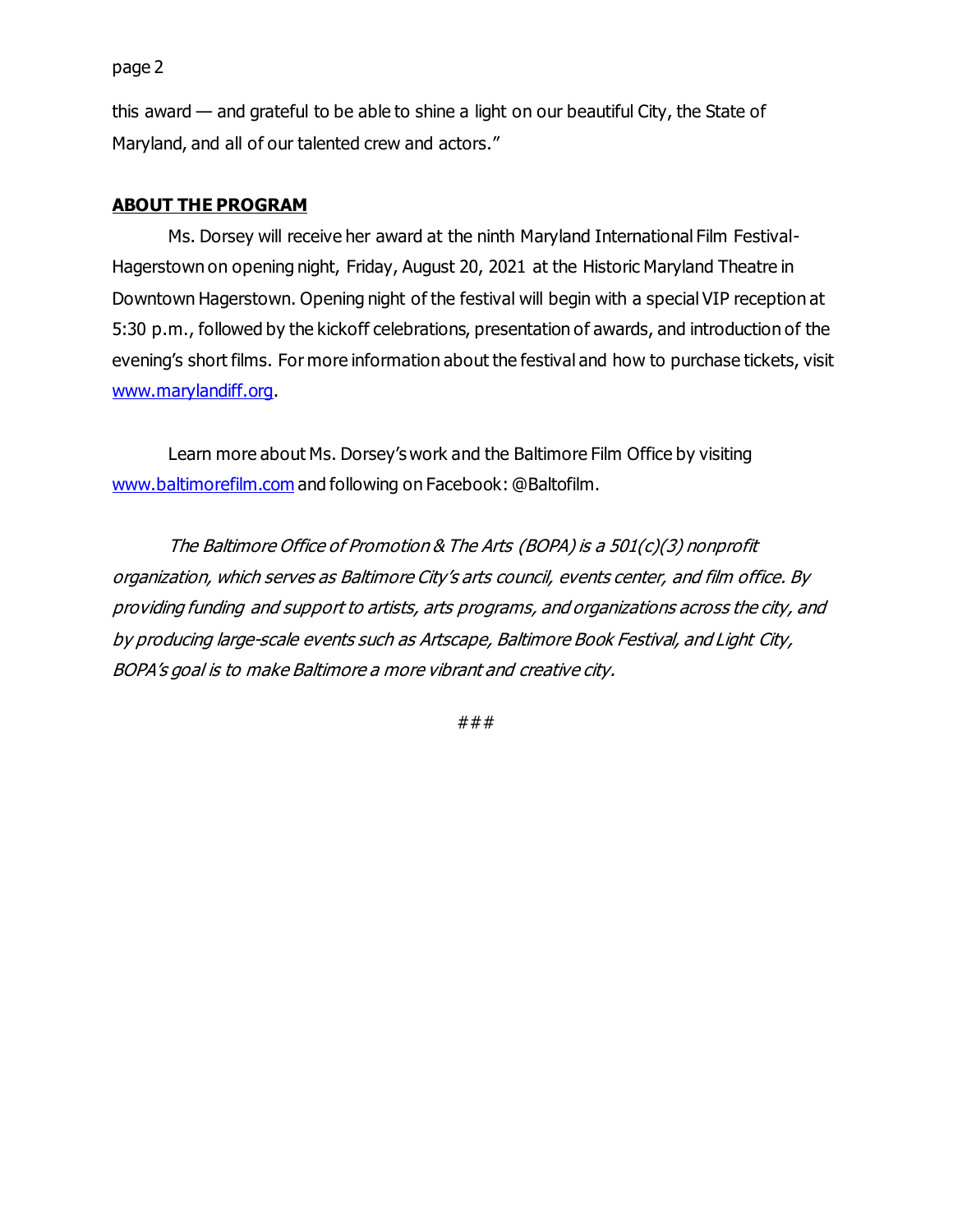this award — and grateful to be able to shine a light on our beautiful City, the State of Maryland, and all of our talented crew and actors."

**ABOUT THE PROGRAM**

Ms. Dorsey will receive her award at the ninth Maryland International Film Festival-Hagerstown on opening night, Friday, August 20, 2021 at the Historic Maryland Theatre in Downtown Hagerstown. Opening night of the festival will begin with a special VIP reception at 5:30 p.m., followed by the kickoff celebrations, presentation of awards, and introduction of the evening's short films. For more information about the festival and how to purchase tickets, visit www.marylandiff.org.

Learn more about Ms. Dorsey's work and the Baltimore Film Office by visiting www.baltimorefilm.com and following on Facebook: @Baltofilm.

*The Baltimore Office of Promotion & The Arts (BOPA) is a 501(c)(3) nonprofit organization, which serves as Baltimore City's arts council, events center, and film office. By providing funding and support to artists, arts programs, and organizations across the city, and by producing large-scale events such as Artscape, Baltimore Book Festival, and Light City, BOPA's goal is to make Baltimore a more vibrant and creative city.*

###